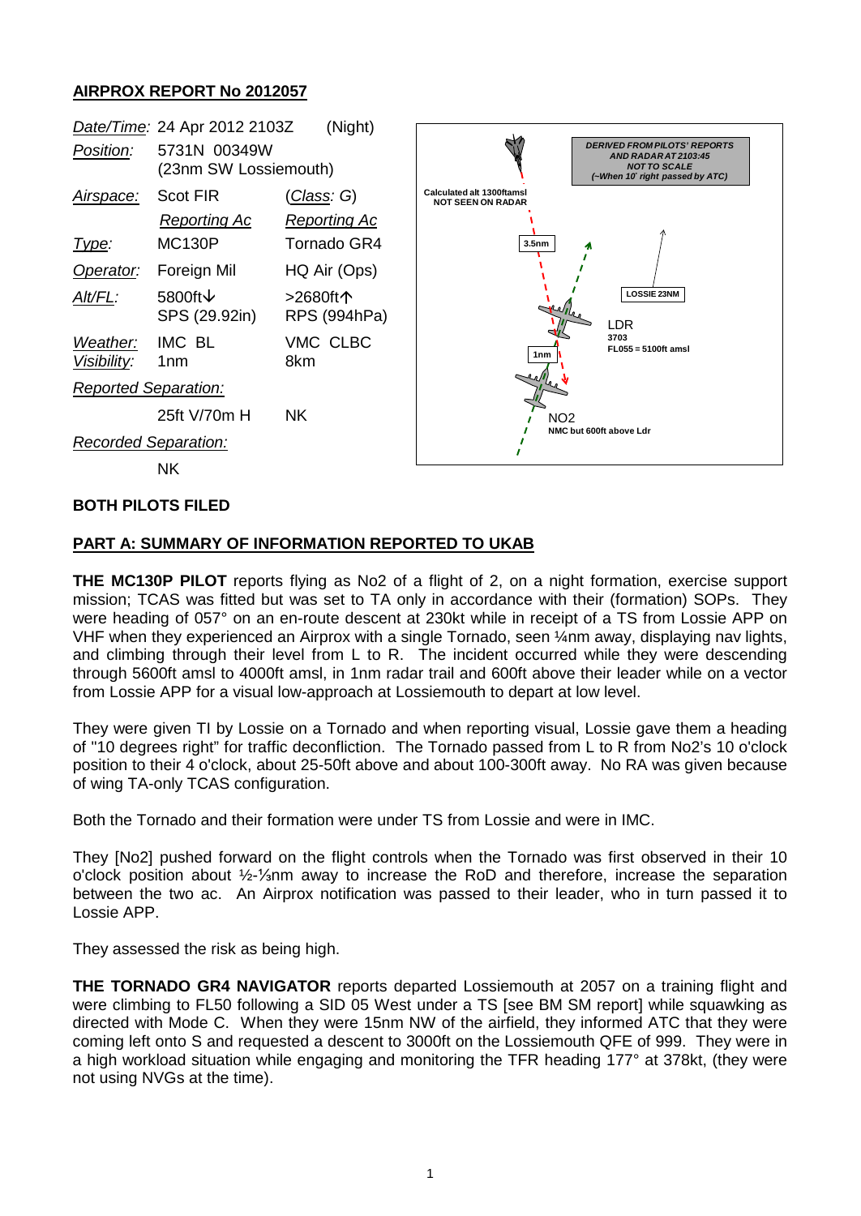**AIRPROX REPORT No 2012057**

| *Date/Time:* | 24 Apr 2012 2103Z | (Night) |
|---|---|---|
| *Position:* | 5731N 00349W (23nm SW Lossiemouth) | |
| *Airspace:* | Scot FIR | (*Class*: G) |
| | *Reporting Ac* | *Reporting Ac* |
| *Type:* | MC130P | Tornado GR4 |
| *Operator:* | Foreign Mil | HQ Air (Ops) |
| *Alt/FL:* | 5800ft↓ SPS (29.92in) | >2680ft↑ RPS (994hPa) |
| *Weather:* | IMC BL | VMC CLBC |
| *Visibility:* | 1nm | 8km |
| *Reported Separation:* | | |
| | 25ft V/70m H | NK |
| *Recorded Separation:* | | |
| | NK | |

DERIVED FROM PILOTS' REPORTS AND RADAR AT 2103:45 NOT TO SCALE (~When 10° right passed by ATC)

Calculated alt 1300ftamsl NOT SEEN ON RADAR

3.5nm

LOSSIE 23NM

LDR 3703 FL055 = 5100ft amsl

1nm

NO2 NMC but 600ft above Ldr

**BOTH PILOTS FILED**

**PART A: SUMMARY OF INFORMATION REPORTED TO UKAB**

**THE MC130P PILOT** reports flying as No2 of a flight of 2, on a night formation, exercise support mission; TCAS was fitted but was set to TA only in accordance with their (formation) SOPs. They were heading of 057° on an en-route descent at 230kt while in receipt of a TS from Lossie APP on VHF when they experienced an Airprox with a single Tornado, seen ¼nm away, displaying nav lights, and climbing through their level from L to R. The incident occurred while they were descending through 5600ft amsl to 4000ft amsl, in 1nm radar trail and 600ft above their leader while on a vector from Lossie APP for a visual low-approach at Lossiemouth to depart at low level.

They were given TI by Lossie on a Tornado and when reporting visual, Lossie gave them a heading of "10 degrees right" for traffic deconfliction. The Tornado passed from L to R from No2's 10 o'clock position to their 4 o'clock, about 25-50ft above and about 100-300ft away. No RA was given because of wing TA-only TCAS configuration.

Both the Tornado and their formation were under TS from Lossie and were in IMC.

They [No2] pushed forward on the flight controls when the Tornado was first observed in their 10 o'clock position about ½-⅓nm away to increase the RoD and therefore, increase the separation between the two ac. An Airprox notification was passed to their leader, who in turn passed it to Lossie APP.

They assessed the risk as being high.

**THE TORNADO GR4 NAVIGATOR** reports departed Lossiemouth at 2057 on a training flight and were climbing to FL50 following a SID 05 West under a TS [see BM SM report] while squawking as directed with Mode C. When they were 15nm NW of the airfield, they informed ATC that they were coming left onto S and requested a descent to 3000ft on the Lossiemouth QFE of 999. They were in a high workload situation while engaging and monitoring the TFR heading 177° at 378kt, (they were not using NVGs at the time).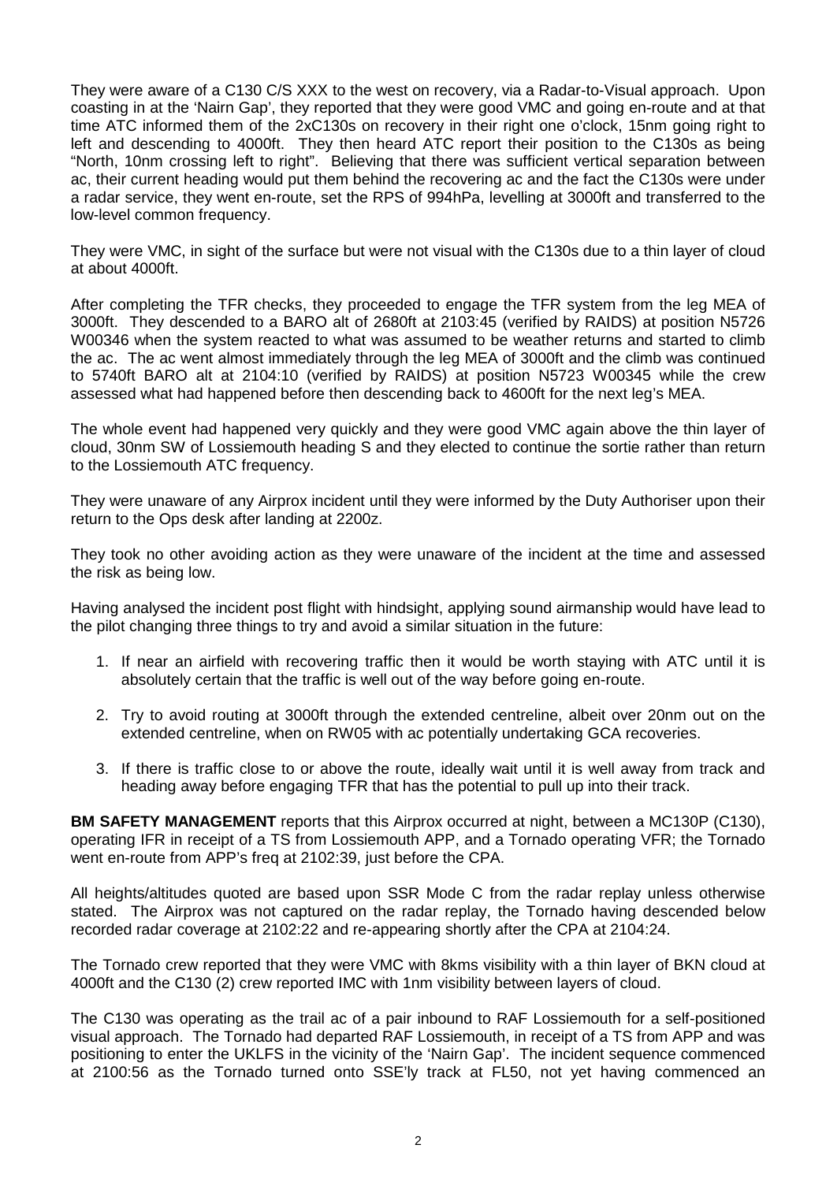They were aware of a C130 C/S XXX to the west on recovery, via a Radar-to-Visual approach. Upon coasting in at the 'Nairn Gap', they reported that they were good VMC and going en-route and at that time ATC informed them of the 2xC130s on recovery in their right one o'clock, 15nm going right to left and descending to 4000ft. They then heard ATC report their position to the C130s as being "North, 10nm crossing left to right". Believing that there was sufficient vertical separation between ac, their current heading would put them behind the recovering ac and the fact the C130s were under a radar service, they went en-route, set the RPS of 994hPa, levelling at 3000ft and transferred to the low-level common frequency.

They were VMC, in sight of the surface but were not visual with the C130s due to a thin layer of cloud at about 4000ft.

After completing the TFR checks, they proceeded to engage the TFR system from the leg MEA of 3000ft. They descended to a BARO alt of 2680ft at 2103:45 (verified by RAIDS) at position N5726 W00346 when the system reacted to what was assumed to be weather returns and started to climb the ac. The ac went almost immediately through the leg MEA of 3000ft and the climb was continued to 5740ft BARO alt at 2104:10 (verified by RAIDS) at position N5723 W00345 while the crew assessed what had happened before then descending back to 4600ft for the next leg's MEA.

The whole event had happened very quickly and they were good VMC again above the thin layer of cloud, 30nm SW of Lossiemouth heading S and they elected to continue the sortie rather than return to the Lossiemouth ATC frequency.

They were unaware of any Airprox incident until they were informed by the Duty Authoriser upon their return to the Ops desk after landing at 2200z.

They took no other avoiding action as they were unaware of the incident at the time and assessed the risk as being low.

Having analysed the incident post flight with hindsight, applying sound airmanship would have lead to the pilot changing three things to try and avoid a similar situation in the future:

1. If near an airfield with recovering traffic then it would be worth staying with ATC until it is absolutely certain that the traffic is well out of the way before going en-route.

2. Try to avoid routing at 3000ft through the extended centreline, albeit over 20nm out on the extended centreline, when on RW05 with ac potentially undertaking GCA recoveries.

3. If there is traffic close to or above the route, ideally wait until it is well away from track and heading away before engaging TFR that has the potential to pull up into their track.

**BM SAFETY MANAGEMENT** reports that this Airprox occurred at night, between a MC130P (C130), operating IFR in receipt of a TS from Lossiemouth APP, and a Tornado operating VFR; the Tornado went en-route from APP's freq at 2102:39, just before the CPA.

All heights/altitudes quoted are based upon SSR Mode C from the radar replay unless otherwise stated. The Airprox was not captured on the radar replay, the Tornado having descended below recorded radar coverage at 2102:22 and re-appearing shortly after the CPA at 2104:24.

The Tornado crew reported that they were VMC with 8kms visibility with a thin layer of BKN cloud at 4000ft and the C130 (2) crew reported IMC with 1nm visibility between layers of cloud.

The C130 was operating as the trail ac of a pair inbound to RAF Lossiemouth for a self-positioned visual approach. The Tornado had departed RAF Lossiemouth, in receipt of a TS from APP and was positioning to enter the UKLFS in the vicinity of the 'Nairn Gap'. The incident sequence commenced at 2100:56 as the Tornado turned onto SSE'ly track at FL50, not yet having commenced an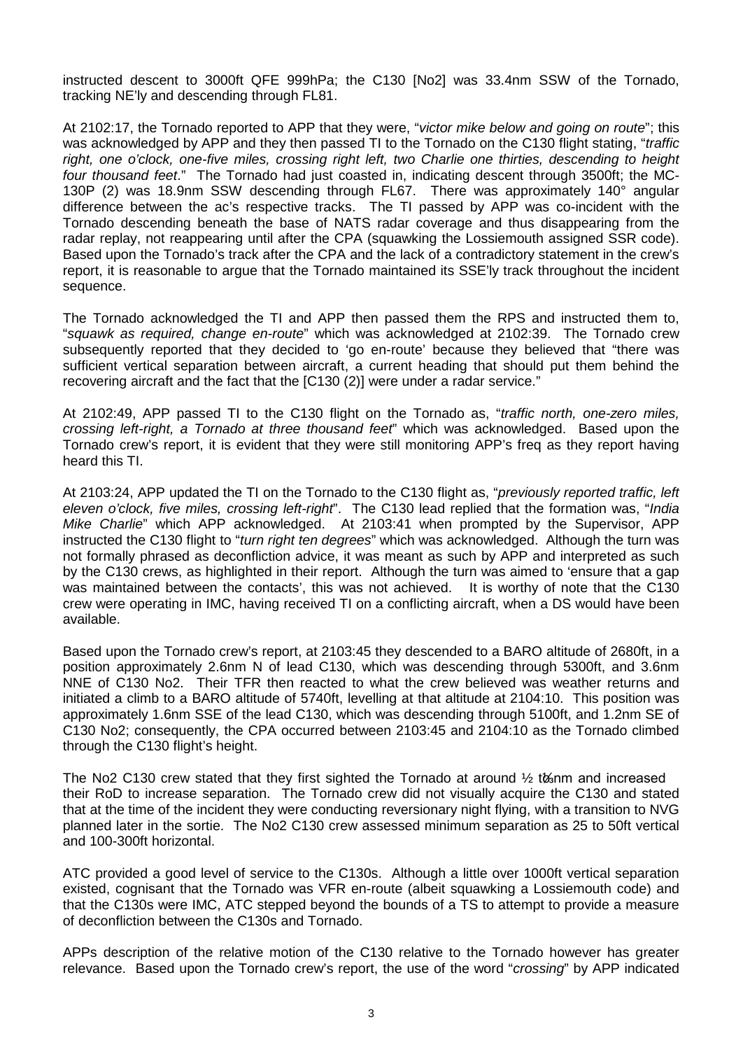instructed descent to 3000ft QFE 999hPa; the C130 [No2] was 33.4nm SSW of the Tornado, tracking NE'ly and descending through FL81.

At 2102:17, the Tornado reported to APP that they were, "*victor mike below and going on route*"; this was acknowledged by APP and they then passed TI to the Tornado on the C130 flight stating, "*traffic right, one o'clock, one-five miles, crossing right left, two Charlie one thirties, descending to height four thousand feet*." The Tornado had just coasted in, indicating descent through 3500ft; the MC-130P (2) was 18.9nm SSW descending through FL67. There was approximately 140° angular difference between the ac's respective tracks. The TI passed by APP was co-incident with the Tornado descending beneath the base of NATS radar coverage and thus disappearing from the radar replay, not reappearing until after the CPA (squawking the Lossiemouth assigned SSR code). Based upon the Tornado's track after the CPA and the lack of a contradictory statement in the crew's report, it is reasonable to argue that the Tornado maintained its SSE'ly track throughout the incident sequence.

The Tornado acknowledged the TI and APP then passed them the RPS and instructed them to, "*squawk as required, change en-route*" which was acknowledged at 2102:39. The Tornado crew subsequently reported that they decided to 'go en-route' because they believed that "there was sufficient vertical separation between aircraft, a current heading that should put them behind the recovering aircraft and the fact that the [C130 (2)] were under a radar service."

At 2102:49, APP passed TI to the C130 flight on the Tornado as, "*traffic north, one-zero miles, crossing left-right, a Tornado at three thousand feet*" which was acknowledged. Based upon the Tornado crew's report, it is evident that they were still monitoring APP's freq as they report having heard this TI.

At 2103:24, APP updated the TI on the Tornado to the C130 flight as, "*previously reported traffic, left eleven o'clock, five miles, crossing left-right*". The C130 lead replied that the formation was, "*India Mike Charlie*" which APP acknowledged. At 2103:41 when prompted by the Supervisor, APP instructed the C130 flight to "*turn right ten degrees*" which was acknowledged. Although the turn was not formally phrased as deconfliction advice, it was meant as such by APP and interpreted as such by the C130 crews, as highlighted in their report. Although the turn was aimed to 'ensure that a gap was maintained between the contacts', this was not achieved. It is worthy of note that the C130 crew were operating in IMC, having received TI on a conflicting aircraft, when a DS would have been available.

Based upon the Tornado crew's report, at 2103:45 they descended to a BARO altitude of 2680ft, in a position approximately 2.6nm N of lead C130, which was descending through 5300ft, and 3.6nm NNE of C130 No2. Their TFR then reacted to what the crew believed was weather returns and initiated a climb to a BARO altitude of 5740ft, levelling at that altitude at 2104:10. This position was approximately 1.6nm SSE of the lead C130, which was descending through 5100ft, and 1.2nm SE of C130 No2; consequently, the CPA occurred between 2103:45 and 2104:10 as the Tornado climbed through the C130 flight's height.

The No2 C130 crew stated that they first sighted the Tornado at around ½ to ⅔nm and increased their RoD to increase separation. The Tornado crew did not visually acquire the C130 and stated that at the time of the incident they were conducting reversionary night flying, with a transition to NVG planned later in the sortie. The No2 C130 crew assessed minimum separation as 25 to 50ft vertical and 100-300ft horizontal.

ATC provided a good level of service to the C130s. Although a little over 1000ft vertical separation existed, cognisant that the Tornado was VFR en-route (albeit squawking a Lossiemouth code) and that the C130s were IMC, ATC stepped beyond the bounds of a TS to attempt to provide a measure of deconfliction between the C130s and Tornado.

APPs description of the relative motion of the C130 relative to the Tornado however has greater relevance. Based upon the Tornado crew's report, the use of the word "*crossing*" by APP indicated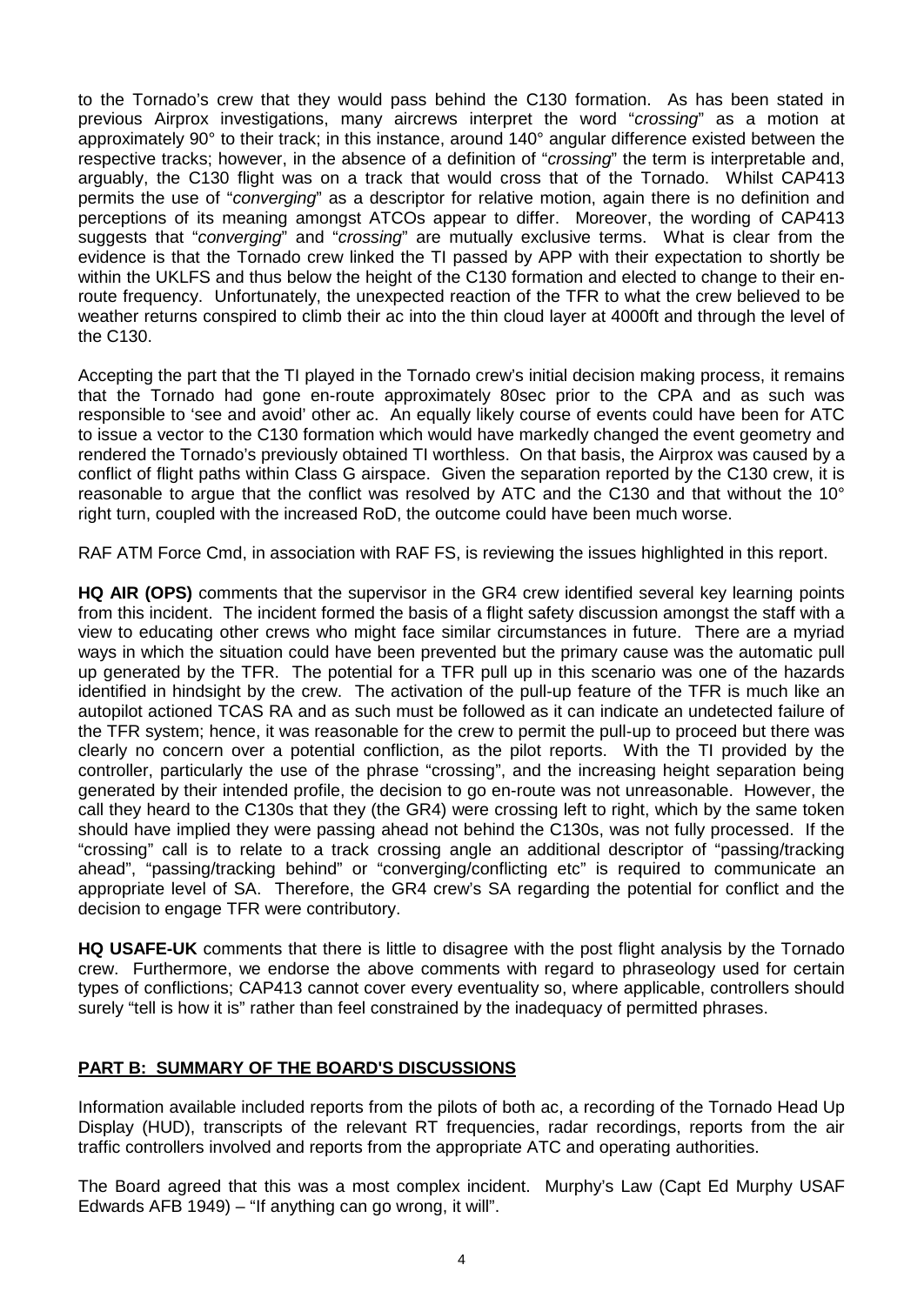to the Tornado's crew that they would pass behind the C130 formation. As has been stated in previous Airprox investigations, many aircrews interpret the word "*crossing*" as a motion at approximately 90° to their track; in this instance, around 140° angular difference existed between the respective tracks; however, in the absence of a definition of "*crossing*" the term is interpretable and, arguably, the C130 flight was on a track that would cross that of the Tornado. Whilst CAP413 permits the use of "*converging*" as a descriptor for relative motion, again there is no definition and perceptions of its meaning amongst ATCOs appear to differ. Moreover, the wording of CAP413 suggests that "*converging*" and "*crossing*" are mutually exclusive terms. What is clear from the evidence is that the Tornado crew linked the TI passed by APP with their expectation to shortly be within the UKLFS and thus below the height of the C130 formation and elected to change to their en-route frequency. Unfortunately, the unexpected reaction of the TFR to what the crew believed to be weather returns conspired to climb their ac into the thin cloud layer at 4000ft and through the level of the C130.

Accepting the part that the TI played in the Tornado crew's initial decision making process, it remains that the Tornado had gone en-route approximately 80sec prior to the CPA and as such was responsible to 'see and avoid' other ac. An equally likely course of events could have been for ATC to issue a vector to the C130 formation which would have markedly changed the event geometry and rendered the Tornado's previously obtained TI worthless. On that basis, the Airprox was caused by a conflict of flight paths within Class G airspace. Given the separation reported by the C130 crew, it is reasonable to argue that the conflict was resolved by ATC and the C130 and that without the 10° right turn, coupled with the increased RoD, the outcome could have been much worse.

RAF ATM Force Cmd, in association with RAF FS, is reviewing the issues highlighted in this report.

**HQ AIR (OPS)** comments that the supervisor in the GR4 crew identified several key learning points from this incident. The incident formed the basis of a flight safety discussion amongst the staff with a view to educating other crews who might face similar circumstances in future. There are a myriad ways in which the situation could have been prevented but the primary cause was the automatic pull up generated by the TFR. The potential for a TFR pull up in this scenario was one of the hazards identified in hindsight by the crew. The activation of the pull-up feature of the TFR is much like an autopilot actioned TCAS RA and as such must be followed as it can indicate an undetected failure of the TFR system; hence, it was reasonable for the crew to permit the pull-up to proceed but there was clearly no concern over a potential confliction, as the pilot reports. With the TI provided by the controller, particularly the use of the phrase "crossing", and the increasing height separation being generated by their intended profile, the decision to go en-route was not unreasonable. However, the call they heard to the C130s that they (the GR4) were crossing left to right, which by the same token should have implied they were passing ahead not behind the C130s, was not fully processed. If the "crossing" call is to relate to a track crossing angle an additional descriptor of "passing/tracking ahead", "passing/tracking behind" or "converging/conflicting etc" is required to communicate an appropriate level of SA. Therefore, the GR4 crew's SA regarding the potential for conflict and the decision to engage TFR were contributory.

**HQ USAFE-UK** comments that there is little to disagree with the post flight analysis by the Tornado crew. Furthermore, we endorse the above comments with regard to phraseology used for certain types of conflictions; CAP413 cannot cover every eventuality so, where applicable, controllers should surely "tell is how it is" rather than feel constrained by the inadequacy of permitted phrases.

## PART B: SUMMARY OF THE BOARD'S DISCUSSIONS

Information available included reports from the pilots of both ac, a recording of the Tornado Head Up Display (HUD), transcripts of the relevant RT frequencies, radar recordings, reports from the air traffic controllers involved and reports from the appropriate ATC and operating authorities.

The Board agreed that this was a most complex incident. Murphy's Law (Capt Ed Murphy USAF Edwards AFB 1949) – "If anything can go wrong, it will".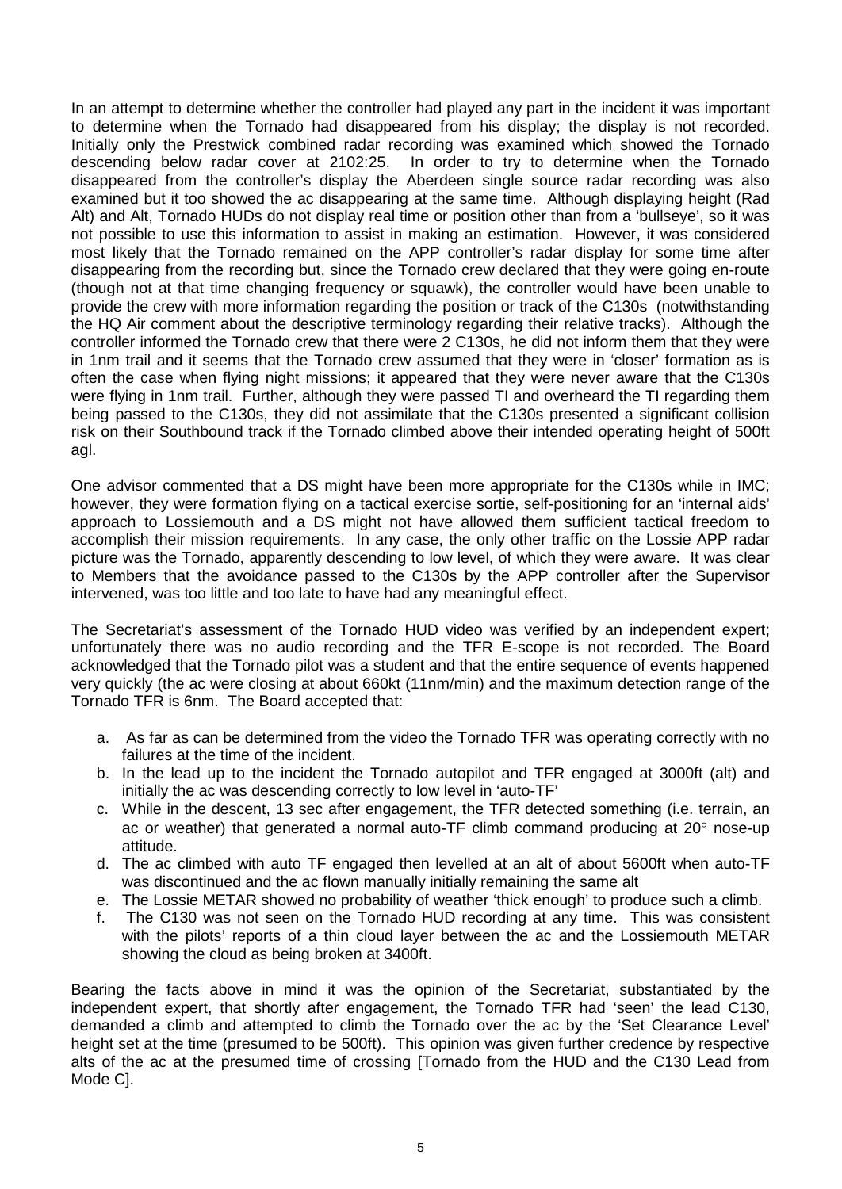In an attempt to determine whether the controller had played any part in the incident it was important to determine when the Tornado had disappeared from his display; the display is not recorded. Initially only the Prestwick combined radar recording was examined which showed the Tornado descending below radar cover at 2102:25. In order to try to determine when the Tornado disappeared from the controller's display the Aberdeen single source radar recording was also examined but it too showed the ac disappearing at the same time. Although displaying height (Rad Alt) and Alt, Tornado HUDs do not display real time or position other than from a 'bullseye', so it was not possible to use this information to assist in making an estimation. However, it was considered most likely that the Tornado remained on the APP controller's radar display for some time after disappearing from the recording but, since the Tornado crew declared that they were going en-route (though not at that time changing frequency or squawk), the controller would have been unable to provide the crew with more information regarding the position or track of the C130s (notwithstanding the HQ Air comment about the descriptive terminology regarding their relative tracks). Although the controller informed the Tornado crew that there were 2 C130s, he did not inform them that they were in 1nm trail and it seems that the Tornado crew assumed that they were in 'closer' formation as is often the case when flying night missions; it appeared that they were never aware that the C130s were flying in 1nm trail. Further, although they were passed TI and overheard the TI regarding them being passed to the C130s, they did not assimilate that the C130s presented a significant collision risk on their Southbound track if the Tornado climbed above their intended operating height of 500ft agl.

One advisor commented that a DS might have been more appropriate for the C130s while in IMC; however, they were formation flying on a tactical exercise sortie, self-positioning for an 'internal aids' approach to Lossiemouth and a DS might not have allowed them sufficient tactical freedom to accomplish their mission requirements. In any case, the only other traffic on the Lossie APP radar picture was the Tornado, apparently descending to low level, of which they were aware. It was clear to Members that the avoidance passed to the C130s by the APP controller after the Supervisor intervened, was too little and too late to have had any meaningful effect.

The Secretariat's assessment of the Tornado HUD video was verified by an independent expert; unfortunately there was no audio recording and the TFR E-scope is not recorded. The Board acknowledged that the Tornado pilot was a student and that the entire sequence of events happened very quickly (the ac were closing at about 660kt (11nm/min) and the maximum detection range of the Tornado TFR is 6nm. The Board accepted that:

a. As far as can be determined from the video the Tornado TFR was operating correctly with no failures at the time of the incident.

b. In the lead up to the incident the Tornado autopilot and TFR engaged at 3000ft (alt) and initially the ac was descending correctly to low level in 'auto-TF'

c. While in the descent, 13 sec after engagement, the TFR detected something (i.e. terrain, an ac or weather) that generated a normal auto-TF climb command producing at 20° nose-up attitude.

d. The ac climbed with auto TF engaged then levelled at an alt of about 5600ft when auto-TF was discontinued and the ac flown manually initially remaining the same alt

e. The Lossie METAR showed no probability of weather 'thick enough' to produce such a climb.

f. The C130 was not seen on the Tornado HUD recording at any time. This was consistent with the pilots' reports of a thin cloud layer between the ac and the Lossiemouth METAR showing the cloud as being broken at 3400ft.

Bearing the facts above in mind it was the opinion of the Secretariat, substantiated by the independent expert, that shortly after engagement, the Tornado TFR had 'seen' the lead C130, demanded a climb and attempted to climb the Tornado over the ac by the 'Set Clearance Level' height set at the time (presumed to be 500ft). This opinion was given further credence by respective alts of the ac at the presumed time of crossing [Tornado from the HUD and the C130 Lead from Mode C].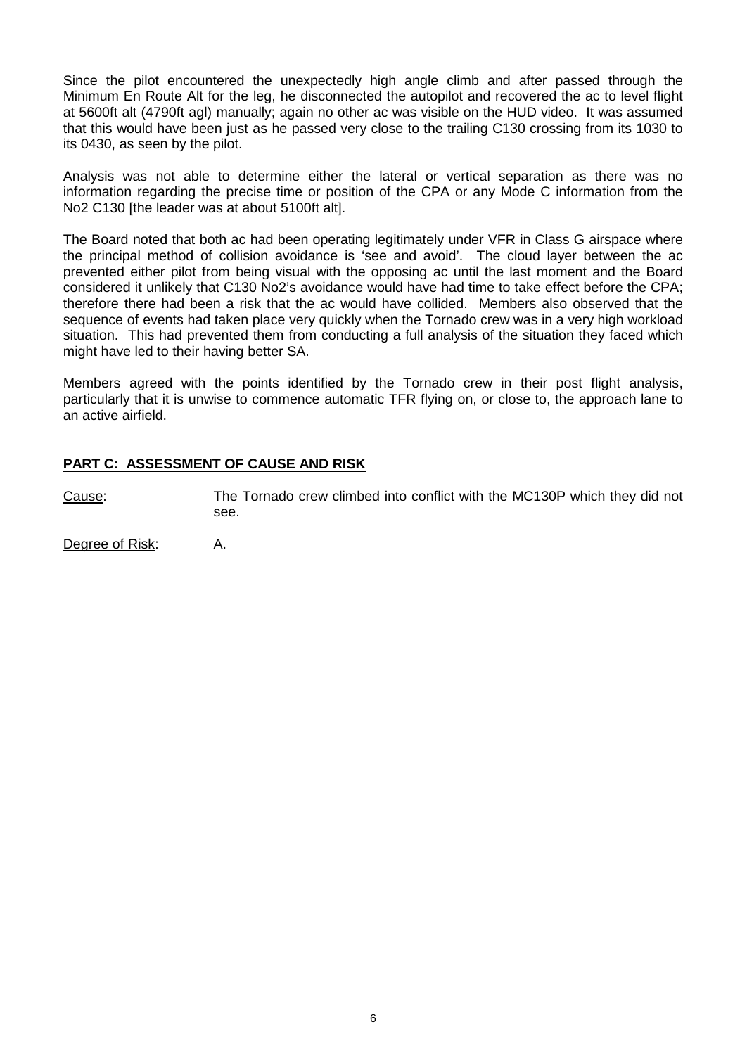Since the pilot encountered the unexpectedly high angle climb and after passed through the Minimum En Route Alt for the leg, he disconnected the autopilot and recovered the ac to level flight at 5600ft alt (4790ft agl) manually; again no other ac was visible on the HUD video. It was assumed that this would have been just as he passed very close to the trailing C130 crossing from its 1030 to its 0430, as seen by the pilot.

Analysis was not able to determine either the lateral or vertical separation as there was no information regarding the precise time or position of the CPA or any Mode C information from the No2 C130 [the leader was at about 5100ft alt].

The Board noted that both ac had been operating legitimately under VFR in Class G airspace where the principal method of collision avoidance is 'see and avoid'. The cloud layer between the ac prevented either pilot from being visual with the opposing ac until the last moment and the Board considered it unlikely that C130 No2's avoidance would have had time to take effect before the CPA; therefore there had been a risk that the ac would have collided. Members also observed that the sequence of events had taken place very quickly when the Tornado crew was in a very high workload situation. This had prevented them from conducting a full analysis of the situation they faced which might have led to their having better SA.

Members agreed with the points identified by the Tornado crew in their post flight analysis, particularly that it is unwise to commence automatic TFR flying on, or close to, the approach lane to an active airfield.

## PART C: ASSESSMENT OF CAUSE AND RISK

Cause: The Tornado crew climbed into conflict with the MC130P which they did not see.

Degree of Risk: A.